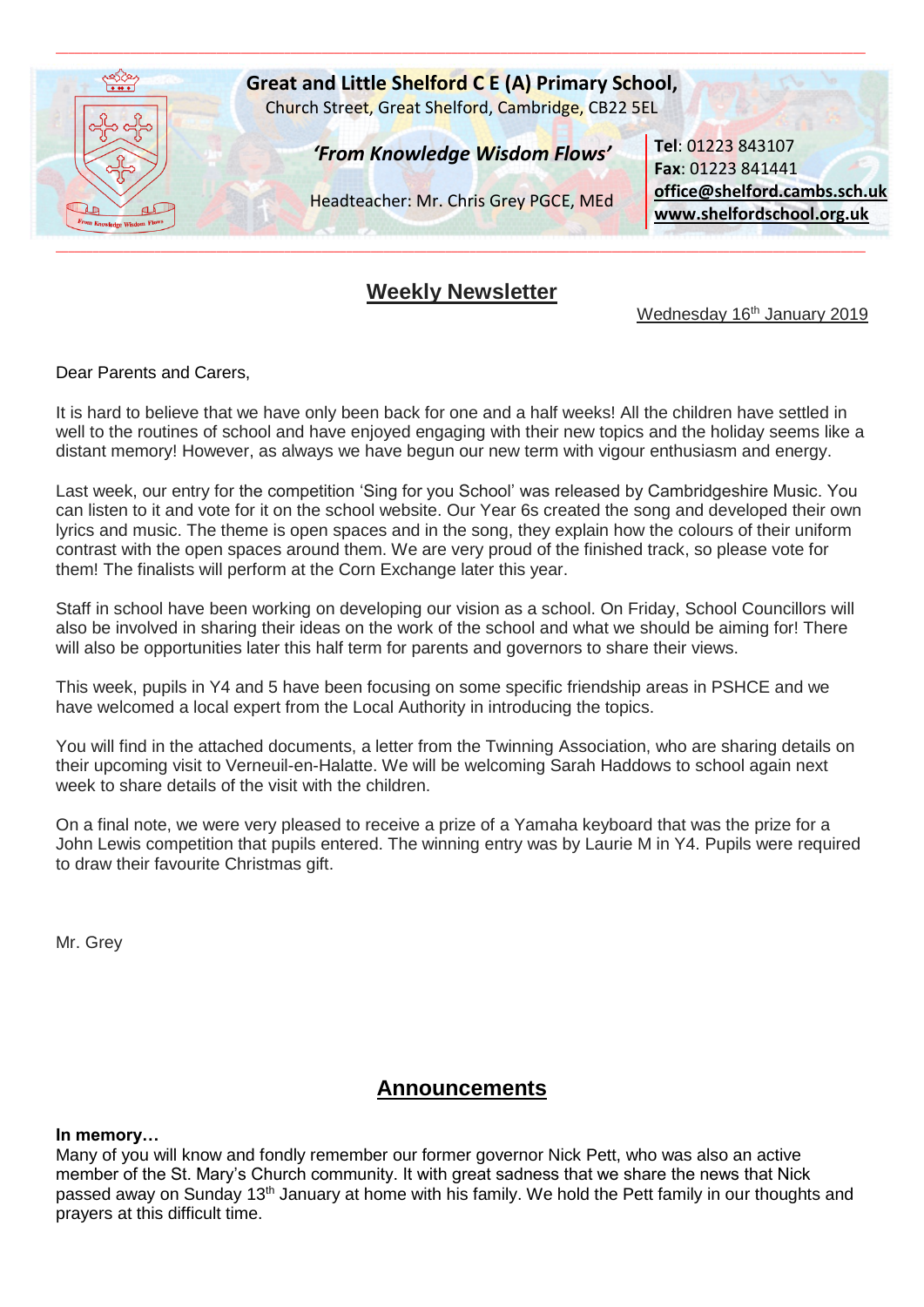**Great and Little Shelford C E (A) Primary School,**
Church Street, Great Shelford, Cambridge, CB22 5EL

***'From Knowledge Wisdom Flows'***

Headteacher: Mr. Chris Grey PGCE, MEd

**Tel**: 01223 843107
**Fax**: 01223 841441
**office@shelford.cambs.sch.uk**
**www.shelfordschool.org.uk**

# Weekly Newsletter

Wednesday 16th January 2019

Dear Parents and Carers,

It is hard to believe that we have only been back for one and a half weeks! All the children have settled in well to the routines of school and have enjoyed engaging with their new topics and the holiday seems like a distant memory! However, as always we have begun our new term with vigour enthusiasm and energy.

Last week, our entry for the competition 'Sing for you School' was released by Cambridgeshire Music. You can listen to it and vote for it on the school website. Our Year 6s created the song and developed their own lyrics and music. The theme is open spaces and in the song, they explain how the colours of their uniform contrast with the open spaces around them. We are very proud of the finished track, so please vote for them! The finalists will perform at the Corn Exchange later this year.

Staff in school have been working on developing our vision as a school. On Friday, School Councillors will also be involved in sharing their ideas on the work of the school and what we should be aiming for! There will also be opportunities later this half term for parents and governors to share their views.

This week, pupils in Y4 and 5 have been focusing on some specific friendship areas in PSHCE and we have welcomed a local expert from the Local Authority in introducing the topics.

You will find in the attached documents, a letter from the Twinning Association, who are sharing details on their upcoming visit to Verneuil-en-Halatte. We will be welcoming Sarah Haddows to school again next week to share details of the visit with the children.

On a final note, we were very pleased to receive a prize of a Yamaha keyboard that was the prize for a John Lewis competition that pupils entered. The winning entry was by Laurie M in Y4. Pupils were required to draw their favourite Christmas gift.

Mr. Grey

## Announcements

**In memory…**
Many of you will know and fondly remember our former governor Nick Pett, who was also an active member of the St. Mary's Church community. It with great sadness that we share the news that Nick passed away on Sunday 13th January at home with his family. We hold the Pett family in our thoughts and prayers at this difficult time.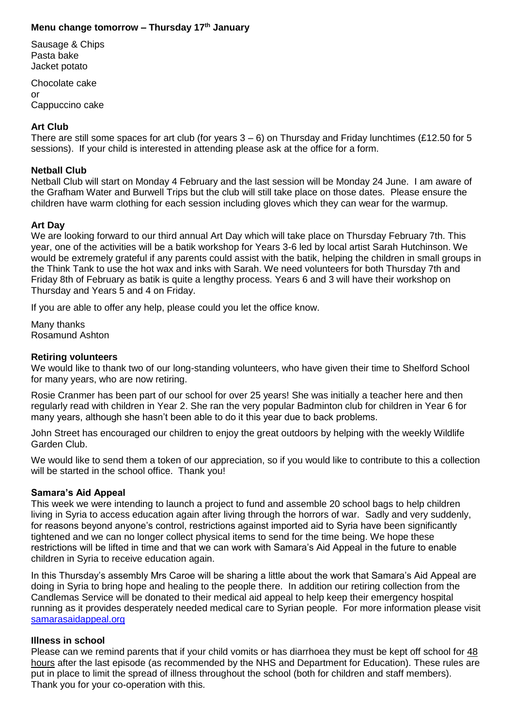**Menu change tomorrow – Thursday 17th January**

Sausage & Chips
Pasta bake
Jacket potato

Chocolate cake
or
Cappuccino cake

**Art Club**

There are still some spaces for art club (for years 3 – 6) on Thursday and Friday lunchtimes (£12.50 for 5 sessions). If your child is interested in attending please ask at the office for a form.

**Netball Club**

Netball Club will start on Monday 4 February and the last session will be Monday 24 June. I am aware of the Grafham Water and Burwell Trips but the club will still take place on those dates. Please ensure the children have warm clothing for each session including gloves which they can wear for the warmup.

**Art Day**

We are looking forward to our third annual Art Day which will take place on Thursday February 7th. This year, one of the activities will be a batik workshop for Years 3-6 led by local artist Sarah Hutchinson. We would be extremely grateful if any parents could assist with the batik, helping the children in small groups in the Think Tank to use the hot wax and inks with Sarah. We need volunteers for both Thursday 7th and Friday 8th of February as batik is quite a lengthy process. Years 6 and 3 will have their workshop on Thursday and Years 5 and 4 on Friday.

If you are able to offer any help, please could you let the office know.

Many thanks
Rosamund Ashton

**Retiring volunteers**

We would like to thank two of our long-standing volunteers, who have given their time to Shelford School for many years, who are now retiring.

Rosie Cranmer has been part of our school for over 25 years! She was initially a teacher here and then regularly read with children in Year 2. She ran the very popular Badminton club for children in Year 6 for many years, although she hasn't been able to do it this year due to back problems.

John Street has encouraged our children to enjoy the great outdoors by helping with the weekly Wildlife Garden Club.

We would like to send them a token of our appreciation, so if you would like to contribute to this a collection will be started in the school office. Thank you!

**Samara's Aid Appeal**

This week we were intending to launch a project to fund and assemble 20 school bags to help children living in Syria to access education again after living through the horrors of war. Sadly and very suddenly, for reasons beyond anyone's control, restrictions against imported aid to Syria have been significantly tightened and we can no longer collect physical items to send for the time being. We hope these restrictions will be lifted in time and that we can work with Samara's Aid Appeal in the future to enable children in Syria to receive education again.

In this Thursday's assembly Mrs Caroe will be sharing a little about the work that Samara's Aid Appeal are doing in Syria to bring hope and healing to the people there. In addition our retiring collection from the Candlemas Service will be donated to their medical aid appeal to help keep their emergency hospital running as it provides desperately needed medical care to Syrian people. For more information please visit samarasaidappeal.org

**Illness in school**

Please can we remind parents that if your child vomits or has diarrhoea they must be kept off school for 48 hours after the last episode (as recommended by the NHS and Department for Education). These rules are put in place to limit the spread of illness throughout the school (both for children and staff members). Thank you for your co-operation with this.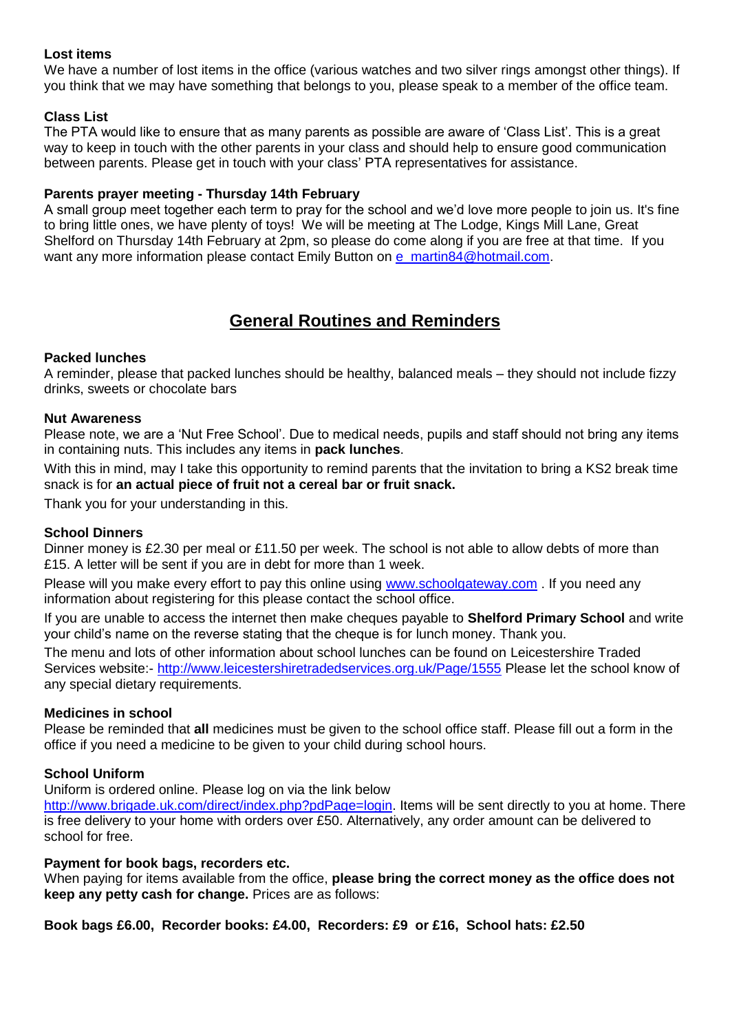### Lost items

We have a number of lost items in the office (various watches and two silver rings amongst other things). If you think that we may have something that belongs to you, please speak to a member of the office team.

### Class List

The PTA would like to ensure that as many parents as possible are aware of 'Class List'. This is a great way to keep in touch with the other parents in your class and should help to ensure good communication between parents. Please get in touch with your class' PTA representatives for assistance.

### Parents prayer meeting - Thursday 14th February

A small group meet together each term to pray for the school and we'd love more people to join us. It's fine to bring little ones, we have plenty of toys! We will be meeting at The Lodge, Kings Mill Lane, Great Shelford on Thursday 14th February at 2pm, so please do come along if you are free at that time. If you want any more information please contact Emily Button on e_martin84@hotmail.com.

## General Routines and Reminders

### Packed lunches

A reminder, please that packed lunches should be healthy, balanced meals – they should not include fizzy drinks, sweets or chocolate bars

### Nut Awareness

Please note, we are a 'Nut Free School'. Due to medical needs, pupils and staff should not bring any items in containing nuts. This includes any items in **pack lunches**.

With this in mind, may I take this opportunity to remind parents that the invitation to bring a KS2 break time snack is for **an actual piece of fruit not a cereal bar or fruit snack.**

Thank you for your understanding in this.

### School Dinners

Dinner money is £2.30 per meal or £11.50 per week. The school is not able to allow debts of more than £15. A letter will be sent if you are in debt for more than 1 week.

Please will you make every effort to pay this online using www.schoolgateway.com . If you need any information about registering for this please contact the school office.

If you are unable to access the internet then make cheques payable to **Shelford Primary School** and write your child's name on the reverse stating that the cheque is for lunch money. Thank you.

The menu and lots of other information about school lunches can be found on Leicestershire Traded Services website:- http://www.leicestershiretradedservices.org.uk/Page/1555 Please let the school know of any special dietary requirements.

### Medicines in school

Please be reminded that **all** medicines must be given to the school office staff. Please fill out a form in the office if you need a medicine to be given to your child during school hours.

### School Uniform

Uniform is ordered online. Please log on via the link below
http://www.brigade.uk.com/direct/index.php?pdPage=login. Items will be sent directly to you at home. There is free delivery to your home with orders over £50. Alternatively, any order amount can be delivered to school for free.

### Payment for book bags, recorders etc.

When paying for items available from the office, **please bring the correct money as the office does not keep any petty cash for change.** Prices are as follows:

**Book bags £6.00, Recorder books: £4.00, Recorders: £9 or £16, School hats: £2.50**